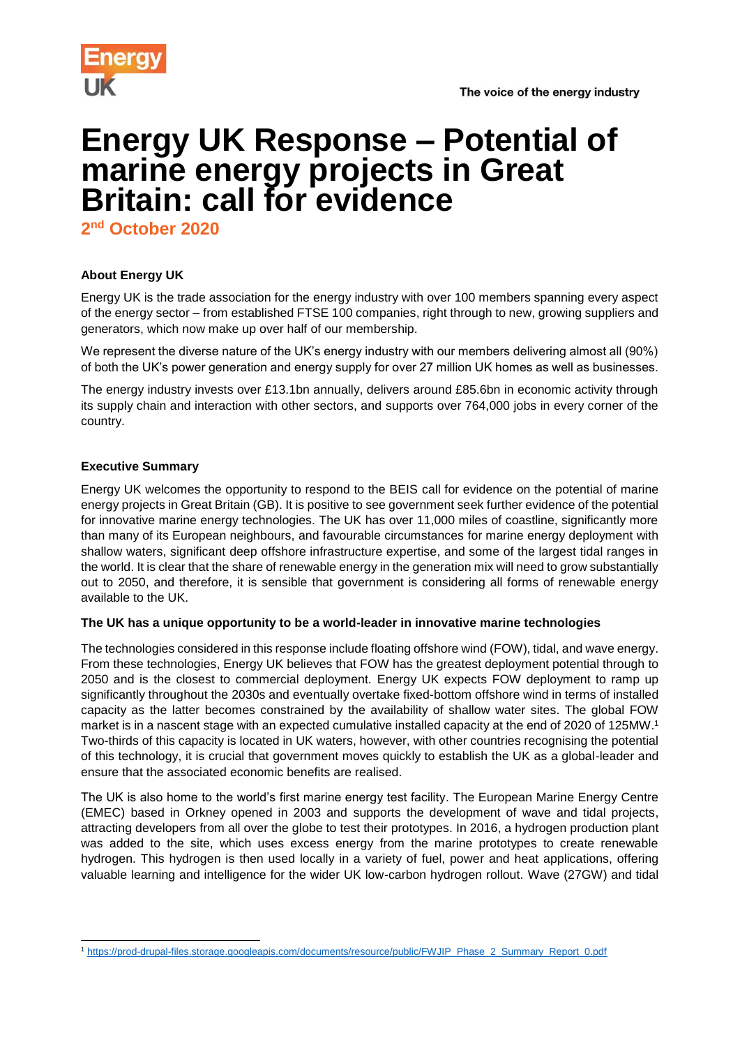# Energy UK Response – Potential of marine energy projects in Great Britain: call for evidence

**2nd October 2020**

### About Energy UK

Energy UK is the trade association for the energy industry with over 100 members spanning every aspect of the energy sector – from established FTSE 100 companies, right through to new, growing suppliers and generators, which now make up over half of our membership.

We represent the diverse nature of the UK's energy industry with our members delivering almost all (90%) of both the UK's power generation and energy supply for over 27 million UK homes as well as businesses.

The energy industry invests over £13.1bn annually, delivers around £85.6bn in economic activity through its supply chain and interaction with other sectors, and supports over 764,000 jobs in every corner of the country.

### Executive Summary

Energy UK welcomes the opportunity to respond to the BEIS call for evidence on the potential of marine energy projects in Great Britain (GB). It is positive to see government seek further evidence of the potential for innovative marine energy technologies. The UK has over 11,000 miles of coastline, significantly more than many of its European neighbours, and favourable circumstances for marine energy deployment with shallow waters, significant deep offshore infrastructure expertise, and some of the largest tidal ranges in the world. It is clear that the share of renewable energy in the generation mix will need to grow substantially out to 2050, and therefore, it is sensible that government is considering all forms of renewable energy available to the UK.

**The UK has a unique opportunity to be a world-leader in innovative marine technologies**

The technologies considered in this response include floating offshore wind (FOW), tidal, and wave energy. From these technologies, Energy UK believes that FOW has the greatest deployment potential through to 2050 and is the closest to commercial deployment. Energy UK expects FOW deployment to ramp up significantly throughout the 2030s and eventually overtake fixed-bottom offshore wind in terms of installed capacity as the latter becomes constrained by the availability of shallow water sites. The global FOW market is in a nascent stage with an expected cumulative installed capacity at the end of 2020 of 125MW.[1] Two-thirds of this capacity is located in UK waters, however, with other countries recognising the potential of this technology, it is crucial that government moves quickly to establish the UK as a global-leader and ensure that the associated economic benefits are realised.

The UK is also home to the world's first marine energy test facility. The European Marine Energy Centre (EMEC) based in Orkney opened in 2003 and supports the development of wave and tidal projects, attracting developers from all over the globe to test their prototypes. In 2016, a hydrogen production plant was added to the site, which uses excess energy from the marine prototypes to create renewable hydrogen. This hydrogen is then used locally in a variety of fuel, power and heat applications, offering valuable learning and intelligence for the wider UK low-carbon hydrogen rollout. Wave (27GW) and tidal

---

[1] https://prod-drupal-files.storage.googleapis.com/documents/resource/public/FWJIP_Phase_2_Summary_Report_0.pdf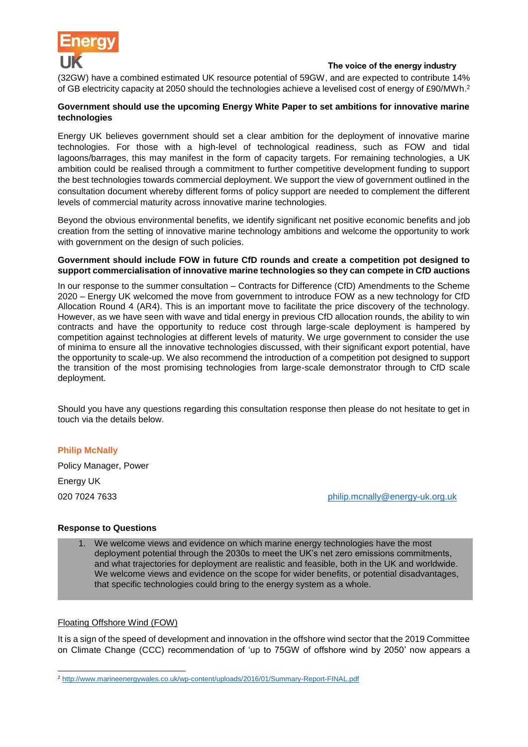(32GW) have a combined estimated UK resource potential of 59GW, and are expected to contribute 14% of GB electricity capacity at 2050 should the technologies achieve a levelised cost of energy of £90/MWh.[2]

**Government should use the upcoming Energy White Paper to set ambitions for innovative marine technologies**

Energy UK believes government should set a clear ambition for the deployment of innovative marine technologies. For those with a high-level of technological readiness, such as FOW and tidal lagoons/barrages, this may manifest in the form of capacity targets. For remaining technologies, a UK ambition could be realised through a commitment to further competitive development funding to support the best technologies towards commercial deployment. We support the view of government outlined in the consultation document whereby different forms of policy support are needed to complement the different levels of commercial maturity across innovative marine technologies.

Beyond the obvious environmental benefits, we identify significant net positive economic benefits and job creation from the setting of innovative marine technology ambitions and welcome the opportunity to work with government on the design of such policies.

**Government should include FOW in future CfD rounds and create a competition pot designed to support commercialisation of innovative marine technologies so they can compete in CfD auctions**

In our response to the summer consultation – Contracts for Difference (CfD) Amendments to the Scheme 2020 – Energy UK welcomed the move from government to introduce FOW as a new technology for CfD Allocation Round 4 (AR4). This is an important move to facilitate the price discovery of the technology. However, as we have seen with wave and tidal energy in previous CfD allocation rounds, the ability to win contracts and have the opportunity to reduce cost through large-scale deployment is hampered by competition against technologies at different levels of maturity. We urge government to consider the use of minima to ensure all the innovative technologies discussed, with their significant export potential, have the opportunity to scale-up. We also recommend the introduction of a competition pot designed to support the transition of the most promising technologies from large-scale demonstrator through to CfD scale deployment.

Should you have any questions regarding this consultation response then please do not hesitate to get in touch via the details below.

**Philip McNally**

Policy Manager, Power

Energy UK

020 7024 7633 philip.mcnally@energy-uk.org.uk

**Response to Questions**

1. We welcome views and evidence on which marine energy technologies have the most deployment potential through the 2030s to meet the UK's net zero emissions commitments, and what trajectories for deployment are realistic and feasible, both in the UK and worldwide. We welcome views and evidence on the scope for wider benefits, or potential disadvantages, that specific technologies could bring to the energy system as a whole.

Floating Offshore Wind (FOW)

It is a sign of the speed of development and innovation in the offshore wind sector that the 2019 Committee on Climate Change (CCC) recommendation of 'up to 75GW of offshore wind by 2050' now appears a

[2] http://www.marineenergywales.co.uk/wp-content/uploads/2016/01/Summary-Report-FINAL.pdf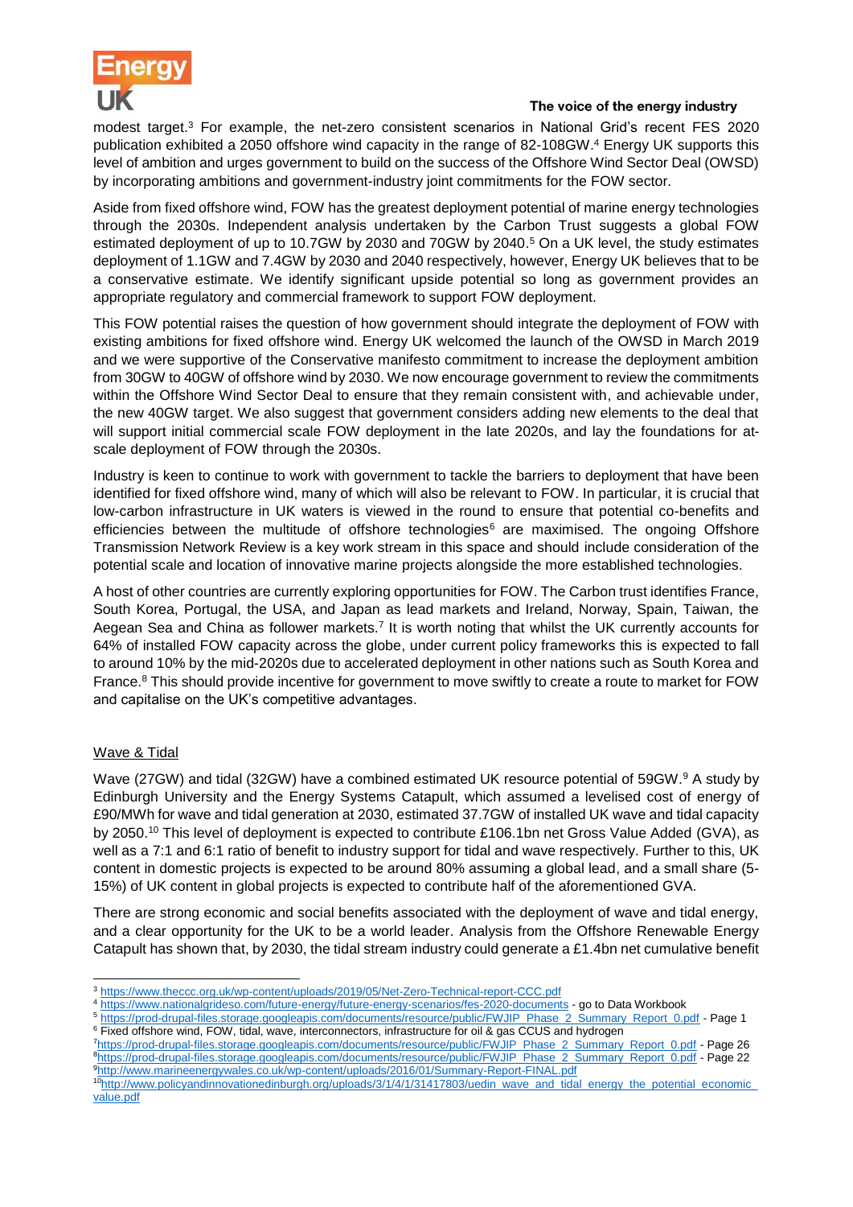modest target.[3] For example, the net-zero consistent scenarios in National Grid's recent FES 2020 publication exhibited a 2050 offshore wind capacity in the range of 82-108GW.[4] Energy UK supports this level of ambition and urges government to build on the success of the Offshore Wind Sector Deal (OWSD) by incorporating ambitions and government-industry joint commitments for the FOW sector.

Aside from fixed offshore wind, FOW has the greatest deployment potential of marine energy technologies through the 2030s. Independent analysis undertaken by the Carbon Trust suggests a global FOW estimated deployment of up to 10.7GW by 2030 and 70GW by 2040.[5] On a UK level, the study estimates deployment of 1.1GW and 7.4GW by 2030 and 2040 respectively, however, Energy UK believes that to be a conservative estimate. We identify significant upside potential so long as government provides an appropriate regulatory and commercial framework to support FOW deployment.

This FOW potential raises the question of how government should integrate the deployment of FOW with existing ambitions for fixed offshore wind. Energy UK welcomed the launch of the OWSD in March 2019 and we were supportive of the Conservative manifesto commitment to increase the deployment ambition from 30GW to 40GW of offshore wind by 2030. We now encourage government to review the commitments within the Offshore Wind Sector Deal to ensure that they remain consistent with, and achievable under, the new 40GW target. We also suggest that government considers adding new elements to the deal that will support initial commercial scale FOW deployment in the late 2020s, and lay the foundations for at-scale deployment of FOW through the 2030s.

Industry is keen to continue to work with government to tackle the barriers to deployment that have been identified for fixed offshore wind, many of which will also be relevant to FOW. In particular, it is crucial that low-carbon infrastructure in UK waters is viewed in the round to ensure that potential co-benefits and efficiencies between the multitude of offshore technologies[6] are maximised. The ongoing Offshore Transmission Network Review is a key work stream in this space and should include consideration of the potential scale and location of innovative marine projects alongside the more established technologies.

A host of other countries are currently exploring opportunities for FOW. The Carbon trust identifies France, South Korea, Portugal, the USA, and Japan as lead markets and Ireland, Norway, Spain, Taiwan, the Aegean Sea and China as follower markets.[7] It is worth noting that whilst the UK currently accounts for 64% of installed FOW capacity across the globe, under current policy frameworks this is expected to fall to around 10% by the mid-2020s due to accelerated deployment in other nations such as South Korea and France.[8] This should provide incentive for government to move swiftly to create a route to market for FOW and capitalise on the UK's competitive advantages.

## Wave & Tidal

Wave (27GW) and tidal (32GW) have a combined estimated UK resource potential of 59GW.[9] A study by Edinburgh University and the Energy Systems Catapult, which assumed a levelised cost of energy of £90/MWh for wave and tidal generation at 2030, estimated 37.7GW of installed UK wave and tidal capacity by 2050.[10] This level of deployment is expected to contribute £106.1bn net Gross Value Added (GVA), as well as a 7:1 and 6:1 ratio of benefit to industry support for tidal and wave respectively. Further to this, UK content in domestic projects is expected to be around 80% assuming a global lead, and a small share (5-15%) of UK content in global projects is expected to contribute half of the aforementioned GVA.

There are strong economic and social benefits associated with the deployment of wave and tidal energy, and a clear opportunity for the UK to be a world leader. Analysis from the Offshore Renewable Energy Catapult has shown that, by 2030, the tidal stream industry could generate a £1.4bn net cumulative benefit

---

[3] https://www.theccc.org.uk/wp-content/uploads/2019/05/Net-Zero-Technical-report-CCC.pdf

[4] https://www.nationalgrideso.com/future-energy/future-energy-scenarios/fes-2020-documents - go to Data Workbook

[5] https://prod-drupal-files.storage.googleapis.com/documents/resource/public/FWJIP_Phase_2_Summary_Report_0.pdf - Page 1

[6] Fixed offshore wind, FOW, tidal, wave, interconnectors, infrastructure for oil & gas CCUS and hydrogen

[7] https://prod-drupal-files.storage.googleapis.com/documents/resource/public/FWJIP_Phase_2_Summary_Report_0.pdf - Page 26

[8] https://prod-drupal-files.storage.googleapis.com/documents/resource/public/FWJIP_Phase_2_Summary_Report_0.pdf - Page 22

[9] http://www.marineenergywales.co.uk/wp-content/uploads/2016/01/Summary-Report-FINAL.pdf

[10] http://www.policyandinnovationedinburgh.org/uploads/3/1/4/1/31417803/uedin_wave_and_tidal_energy_the_potential_economic_value.pdf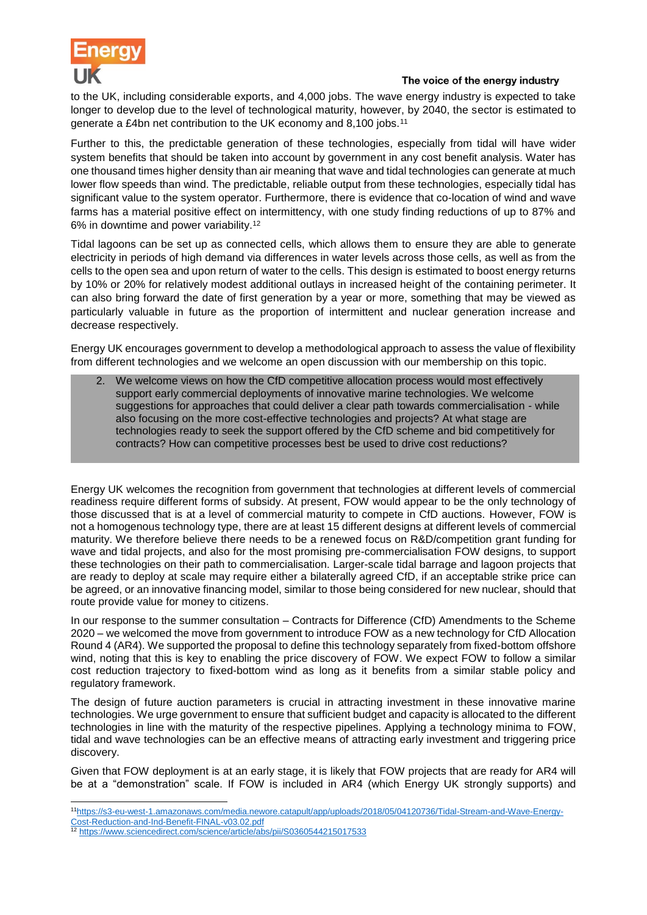to the UK, including considerable exports, and 4,000 jobs. The wave energy industry is expected to take longer to develop due to the level of technological maturity, however, by 2040, the sector is estimated to generate a £4bn net contribution to the UK economy and 8,100 jobs.[11]

Further to this, the predictable generation of these technologies, especially from tidal will have wider system benefits that should be taken into account by government in any cost benefit analysis. Water has one thousand times higher density than air meaning that wave and tidal technologies can generate at much lower flow speeds than wind. The predictable, reliable output from these technologies, especially tidal has significant value to the system operator. Furthermore, there is evidence that co-location of wind and wave farms has a material positive effect on intermittency, with one study finding reductions of up to 87% and 6% in downtime and power variability.[12]

Tidal lagoons can be set up as connected cells, which allows them to ensure they are able to generate electricity in periods of high demand via differences in water levels across those cells, as well as from the cells to the open sea and upon return of water to the cells. This design is estimated to boost energy returns by 10% or 20% for relatively modest additional outlays in increased height of the containing perimeter. It can also bring forward the date of first generation by a year or more, something that may be viewed as particularly valuable in future as the proportion of intermittent and nuclear generation increase and decrease respectively.

Energy UK encourages government to develop a methodological approach to assess the value of flexibility from different technologies and we welcome an open discussion with our membership on this topic.

> 2. We welcome views on how the CfD competitive allocation process would most effectively support early commercial deployments of innovative marine technologies. We welcome suggestions for approaches that could deliver a clear path towards commercialisation - while also focusing on the more cost-effective technologies and projects? At what stage are technologies ready to seek the support offered by the CfD scheme and bid competitively for contracts? How can competitive processes best be used to drive cost reductions?

Energy UK welcomes the recognition from government that technologies at different levels of commercial readiness require different forms of subsidy. At present, FOW would appear to be the only technology of those discussed that is at a level of commercial maturity to compete in CfD auctions. However, FOW is not a homogenous technology type, there are at least 15 different designs at different levels of commercial maturity. We therefore believe there needs to be a renewed focus on R&D/competition grant funding for wave and tidal projects, and also for the most promising pre-commercialisation FOW designs, to support these technologies on their path to commercialisation. Larger-scale tidal barrage and lagoon projects that are ready to deploy at scale may require either a bilaterally agreed CfD, if an acceptable strike price can be agreed, or an innovative financing model, similar to those being considered for new nuclear, should that route provide value for money to citizens.

In our response to the summer consultation – Contracts for Difference (CfD) Amendments to the Scheme 2020 – we welcomed the move from government to introduce FOW as a new technology for CfD Allocation Round 4 (AR4). We supported the proposal to define this technology separately from fixed-bottom offshore wind, noting that this is key to enabling the price discovery of FOW. We expect FOW to follow a similar cost reduction trajectory to fixed-bottom wind as long as it benefits from a similar stable policy and regulatory framework.

The design of future auction parameters is crucial in attracting investment in these innovative marine technologies. We urge government to ensure that sufficient budget and capacity is allocated to the different technologies in line with the maturity of the respective pipelines. Applying a technology minima to FOW, tidal and wave technologies can be an effective means of attracting early investment and triggering price discovery.

Given that FOW deployment is at an early stage, it is likely that FOW projects that are ready for AR4 will be at a "demonstration" scale. If FOW is included in AR4 (which Energy UK strongly supports) and

---

[11] https://s3-eu-west-1.amazonaws.com/media.newore.catapult/app/uploads/2018/05/04120736/Tidal-Stream-and-Wave-Energy-Cost-Reduction-and-Ind-Benefit-FINAL-v03.02.pdf

[12] https://www.sciencedirect.com/science/article/abs/pii/S0360544215017533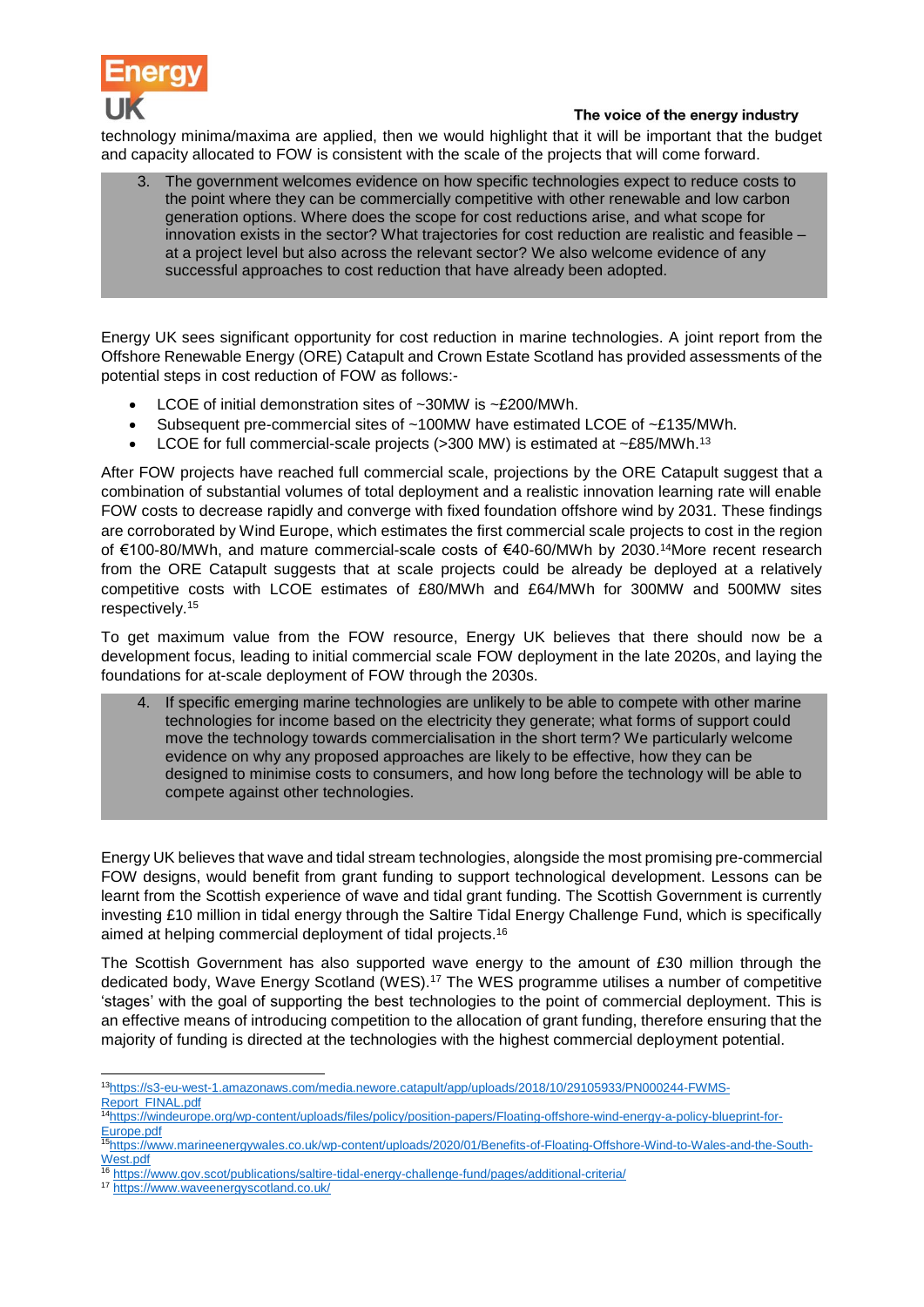technology minima/maxima are applied, then we would highlight that it will be important that the budget and capacity allocated to FOW is consistent with the scale of the projects that will come forward.

> 3. The government welcomes evidence on how specific technologies expect to reduce costs to the point where they can be commercially competitive with other renewable and low carbon generation options. Where does the scope for cost reductions arise, and what scope for innovation exists in the sector? What trajectories for cost reduction are realistic and feasible – at a project level but also across the relevant sector? We also welcome evidence of any successful approaches to cost reduction that have already been adopted.

Energy UK sees significant opportunity for cost reduction in marine technologies. A joint report from the Offshore Renewable Energy (ORE) Catapult and Crown Estate Scotland has provided assessments of the potential steps in cost reduction of FOW as follows:-

- LCOE of initial demonstration sites of ~30MW is ~£200/MWh.
- Subsequent pre-commercial sites of ~100MW have estimated LCOE of ~£135/MWh.
- LCOE for full commercial-scale projects (>300 MW) is estimated at ~£85/MWh.[13]

After FOW projects have reached full commercial scale, projections by the ORE Catapult suggest that a combination of substantial volumes of total deployment and a realistic innovation learning rate will enable FOW costs to decrease rapidly and converge with fixed foundation offshore wind by 2031. These findings are corroborated by Wind Europe, which estimates the first commercial scale projects to cost in the region of €100-80/MWh, and mature commercial-scale costs of €40-60/MWh by 2030.[14]More recent research from the ORE Catapult suggests that at scale projects could be already be deployed at a relatively competitive costs with LCOE estimates of £80/MWh and £64/MWh for 300MW and 500MW sites respectively.[15]

To get maximum value from the FOW resource, Energy UK believes that there should now be a development focus, leading to initial commercial scale FOW deployment in the late 2020s, and laying the foundations for at-scale deployment of FOW through the 2030s.

> 4. If specific emerging marine technologies are unlikely to be able to compete with other marine technologies for income based on the electricity they generate; what forms of support could move the technology towards commercialisation in the short term? We particularly welcome evidence on why any proposed approaches are likely to be effective, how they can be designed to minimise costs to consumers, and how long before the technology will be able to compete against other technologies.

Energy UK believes that wave and tidal stream technologies, alongside the most promising pre-commercial FOW designs, would benefit from grant funding to support technological development. Lessons can be learnt from the Scottish experience of wave and tidal grant funding. The Scottish Government is currently investing £10 million in tidal energy through the Saltire Tidal Energy Challenge Fund, which is specifically aimed at helping commercial deployment of tidal projects.[16]

The Scottish Government has also supported wave energy to the amount of £30 million through the dedicated body, Wave Energy Scotland (WES).[17] The WES programme utilises a number of competitive 'stages' with the goal of supporting the best technologies to the point of commercial deployment. This is an effective means of introducing competition to the allocation of grant funding, therefore ensuring that the majority of funding is directed at the technologies with the highest commercial deployment potential.

---

[13] https://s3-eu-west-1.amazonaws.com/media.newore.catapult/app/uploads/2018/10/29105933/PN000244-FWMS-Report_FINAL.pdf

[14] https://windeurope.org/wp-content/uploads/files/policy/position-papers/Floating-offshore-wind-energy-a-policy-blueprint-for-Europe.pdf

[15] https://www.marineenergywales.co.uk/wp-content/uploads/2020/01/Benefits-of-Floating-Offshore-Wind-to-Wales-and-the-South-West.pdf

[16] https://www.gov.scot/publications/saltire-tidal-energy-challenge-fund/pages/additional-criteria/

[17] https://www.waveenergyscotland.co.uk/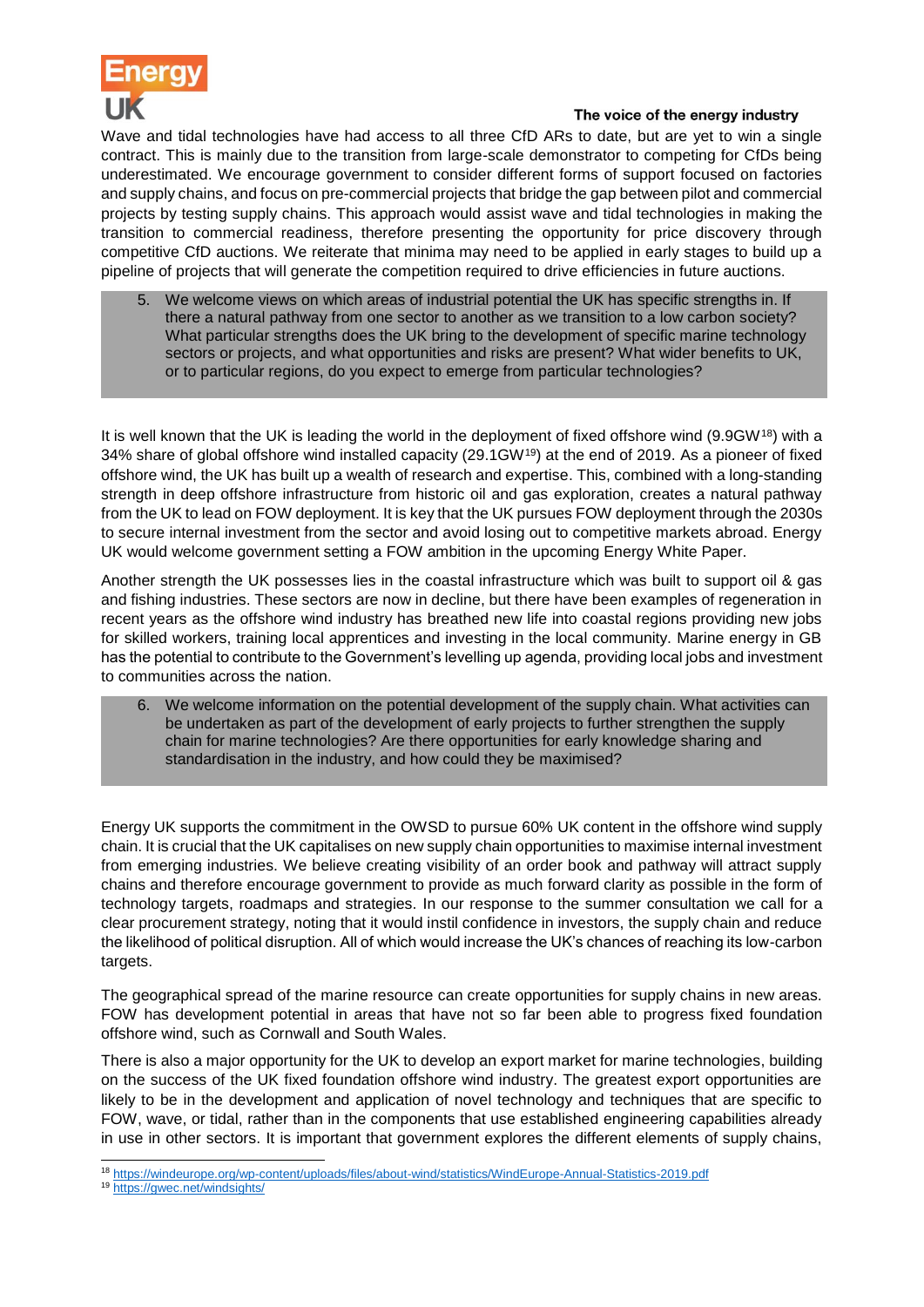Wave and tidal technologies have had access to all three CfD ARs to date, but are yet to win a single contract. This is mainly due to the transition from large-scale demonstrator to competing for CfDs being underestimated. We encourage government to consider different forms of support focused on factories and supply chains, and focus on pre-commercial projects that bridge the gap between pilot and commercial projects by testing supply chains. This approach would assist wave and tidal technologies in making the transition to commercial readiness, therefore presenting the opportunity for price discovery through competitive CfD auctions. We reiterate that minima may need to be applied in early stages to build up a pipeline of projects that will generate the competition required to drive efficiencies in future auctions.

5. We welcome views on which areas of industrial potential the UK has specific strengths in. If there a natural pathway from one sector to another as we transition to a low carbon society? What particular strengths does the UK bring to the development of specific marine technology sectors or projects, and what opportunities and risks are present? What wider benefits to UK, or to particular regions, do you expect to emerge from particular technologies?

It is well known that the UK is leading the world in the deployment of fixed offshore wind (9.9GW[18]) with a 34% share of global offshore wind installed capacity (29.1GW[19]) at the end of 2019. As a pioneer of fixed offshore wind, the UK has built up a wealth of research and expertise. This, combined with a long-standing strength in deep offshore infrastructure from historic oil and gas exploration, creates a natural pathway from the UK to lead on FOW deployment. It is key that the UK pursues FOW deployment through the 2030s to secure internal investment from the sector and avoid losing out to competitive markets abroad. Energy UK would welcome government setting a FOW ambition in the upcoming Energy White Paper.

Another strength the UK possesses lies in the coastal infrastructure which was built to support oil & gas and fishing industries. These sectors are now in decline, but there have been examples of regeneration in recent years as the offshore wind industry has breathed new life into coastal regions providing new jobs for skilled workers, training local apprentices and investing in the local community. Marine energy in GB has the potential to contribute to the Government's levelling up agenda, providing local jobs and investment to communities across the nation.

6. We welcome information on the potential development of the supply chain. What activities can be undertaken as part of the development of early projects to further strengthen the supply chain for marine technologies? Are there opportunities for early knowledge sharing and standardisation in the industry, and how could they be maximised?

Energy UK supports the commitment in the OWSD to pursue 60% UK content in the offshore wind supply chain. It is crucial that the UK capitalises on new supply chain opportunities to maximise internal investment from emerging industries. We believe creating visibility of an order book and pathway will attract supply chains and therefore encourage government to provide as much forward clarity as possible in the form of technology targets, roadmaps and strategies. In our response to the summer consultation we call for a clear procurement strategy, noting that it would instil confidence in investors, the supply chain and reduce the likelihood of political disruption. All of which would increase the UK's chances of reaching its low-carbon targets.

The geographical spread of the marine resource can create opportunities for supply chains in new areas. FOW has development potential in areas that have not so far been able to progress fixed foundation offshore wind, such as Cornwall and South Wales.

There is also a major opportunity for the UK to develop an export market for marine technologies, building on the success of the UK fixed foundation offshore wind industry. The greatest export opportunities are likely to be in the development and application of novel technology and techniques that are specific to FOW, wave, or tidal, rather than in the components that use established engineering capabilities already in use in other sectors. It is important that government explores the different elements of supply chains,

[18] https://windeurope.org/wp-content/uploads/files/about-wind/statistics/WindEurope-Annual-Statistics-2019.pdf

[19] https://gwec.net/windsights/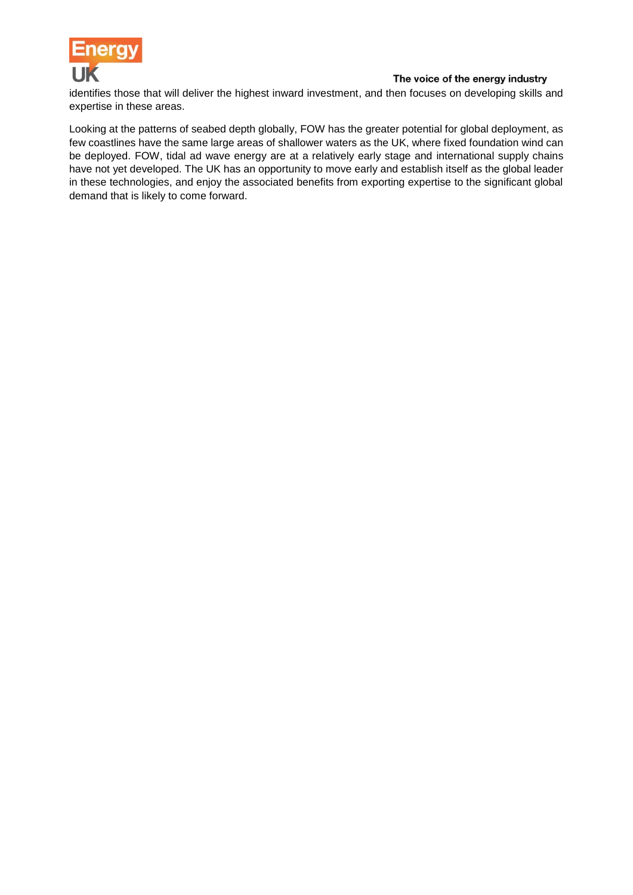identifies those that will deliver the highest inward investment, and then focuses on developing skills and expertise in these areas.

Looking at the patterns of seabed depth globally, FOW has the greater potential for global deployment, as few coastlines have the same large areas of shallower waters as the UK, where fixed foundation wind can be deployed. FOW, tidal ad wave energy are at a relatively early stage and international supply chains have not yet developed. The UK has an opportunity to move early and establish itself as the global leader in these technologies, and enjoy the associated benefits from exporting expertise to the significant global demand that is likely to come forward.